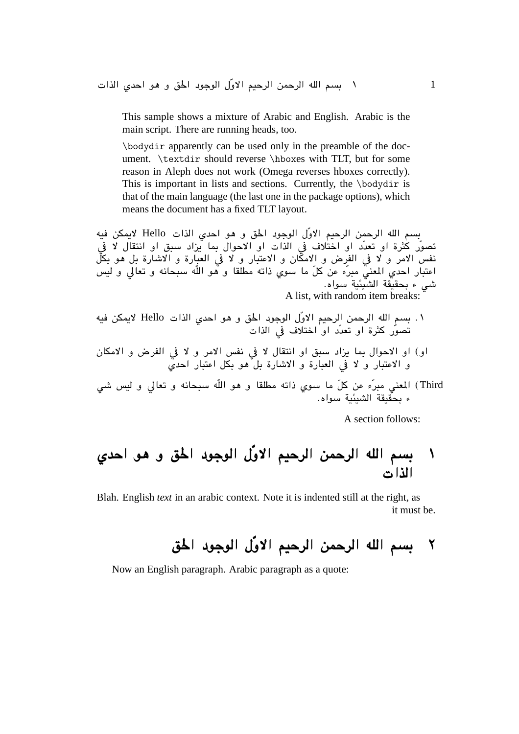This sample shows a mixture of Arabic and English. Arabic is the main script. There are running heads, too.

\bodydir apparently can be used only in the preamble of the document. \textdir should reverse \hboxes with TLT, but for some reason in Aleph does not work (Omega reverses hboxes correctly). This is important in lists and sections. Currently, the \bodydir is that of the main language (the last one in the package options), which means the document has a fixed TLT layout.

بسم الله الرحمن الرحيم الاوّل الوجود الحق و هو احدي الذات Hello لايمكن فيه تصوّر كثرة او تعدّد او اختلاف في الذات او الاحوال بما يزاد سبق او انتقال لا في نفس الامر و لا في الفرض و الامكان و الاعتبار و لا في العبارة و الاشارة بل هو بكل اعتبار احدي المعني مبرّء عن كلّ ما سوي ذاته مطلقا و هو اللّه سبحانه و تعالي و ليس شي ء بحقيقة الشيئية سواه.

A list, with random item breaks:

١. بسم الله الرحمن الرحيم الاوّل الوجود الحق و هو احدي الذات Hello لايمكن فيه تصوّر كثرة او تعدّد او اختلاف في الذات

او) او الاحوال بما يزاد سبق او انتقال لا في نفس الامر و لا في الفرض و الامكان و الاعتبار و لا في العبارة و الاشارة بل هو بكل اعتبار احدي

Third) المعني مبرّء عن كلّ ما سوي ذاته مطلقا و هو اللّه سبحانه و تعالي و ليس شي ء بحقيقة الشيئية سواه.

A section follows:

## ١ بسم الله الرحمن الرحيم الاوّل الوجود الحق و هو احدي الذات

Blah. English *text* in an arabic context. Note it is indented still at the right, as it must be.

## ٢ بسم الله الرحمن الرحيم الاوّل الوجود الحق

Now an English paragraph. Arabic paragraph as a quote: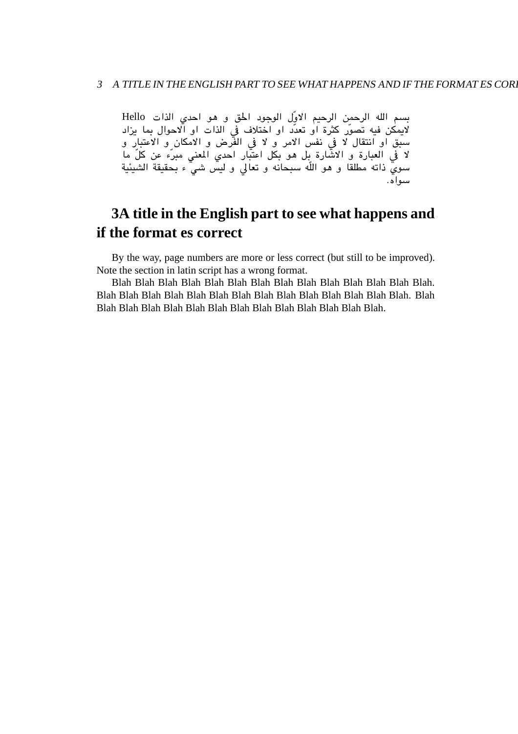بسم الله الرحمن الرحيم الاوّل الوجود الحق و هو احدي الذات Hello لايمكن فيه تصوّر كثرة او تعدّد او اختلاف في الذات او الاحوال بما يزاد سبق او انتقال لا في نفس الامر و لا في الفرض و الامكان و الاعتبار و لا في العبارة و الاشارة بل هو بكل اعتبار احدي المعني مبرّء عن كلّ ما سوي ذاته مطلقا و هو اللّه سبحانه و تعالي و ليس شي ء بحقيقة الشيئية سواه.

## 3A title in the English part to see what happens and if the format es correct

By the way, page numbers are more or less correct (but still to be improved). Note the section in latin script has a wrong format.

Blah Blah Blah Blah Blah Blah Blah Blah Blah Blah Blah Blah Blah Blah. Blah Blah Blah Blah Blah Blah Blah Blah Blah Blah Blah Blah Blah Blah. Blah Blah Blah Blah Blah Blah Blah Blah Blah Blah Blah Blah Blah Blah.